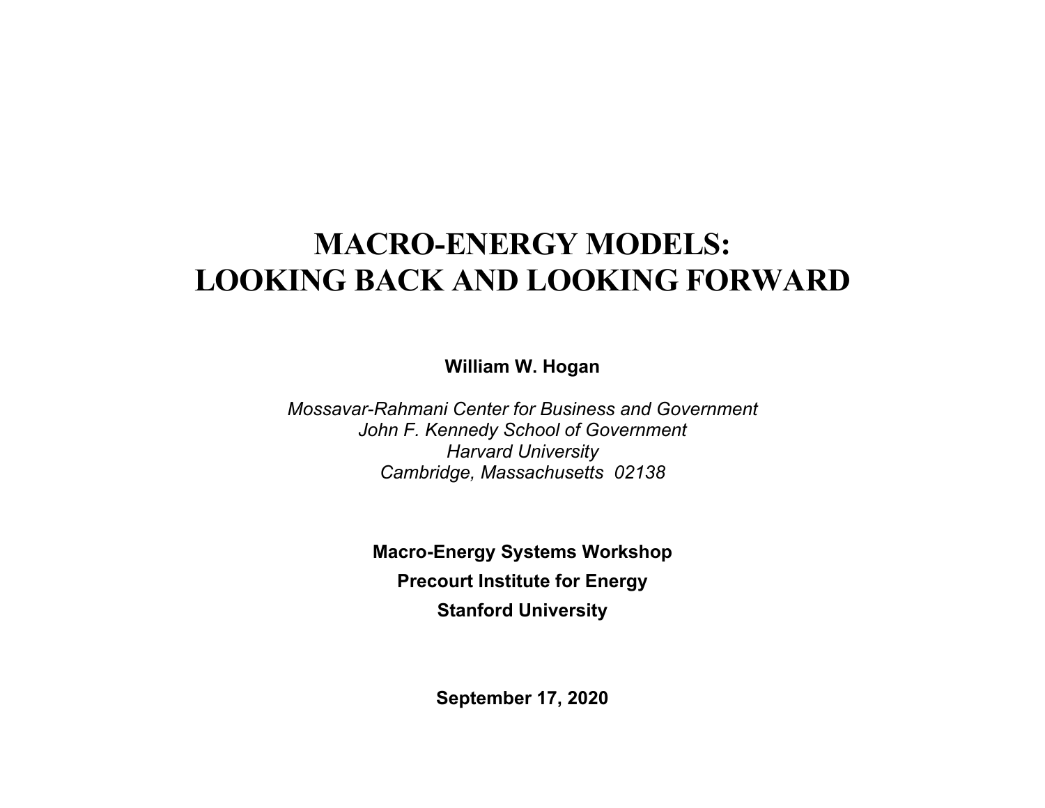# MACRO-ENERGY MODELS: LOOKING BACK AND LOOKING FORWARD

**William W. Hogan**

*Mossavar-Rahmani Center for Business and Government*
*John F. Kennedy School of Government*
*Harvard University*
*Cambridge, Massachusetts 02138*

**Macro-Energy Systems Workshop**

**Precourt Institute for Energy**

**Stanford University**

**September 17, 2020**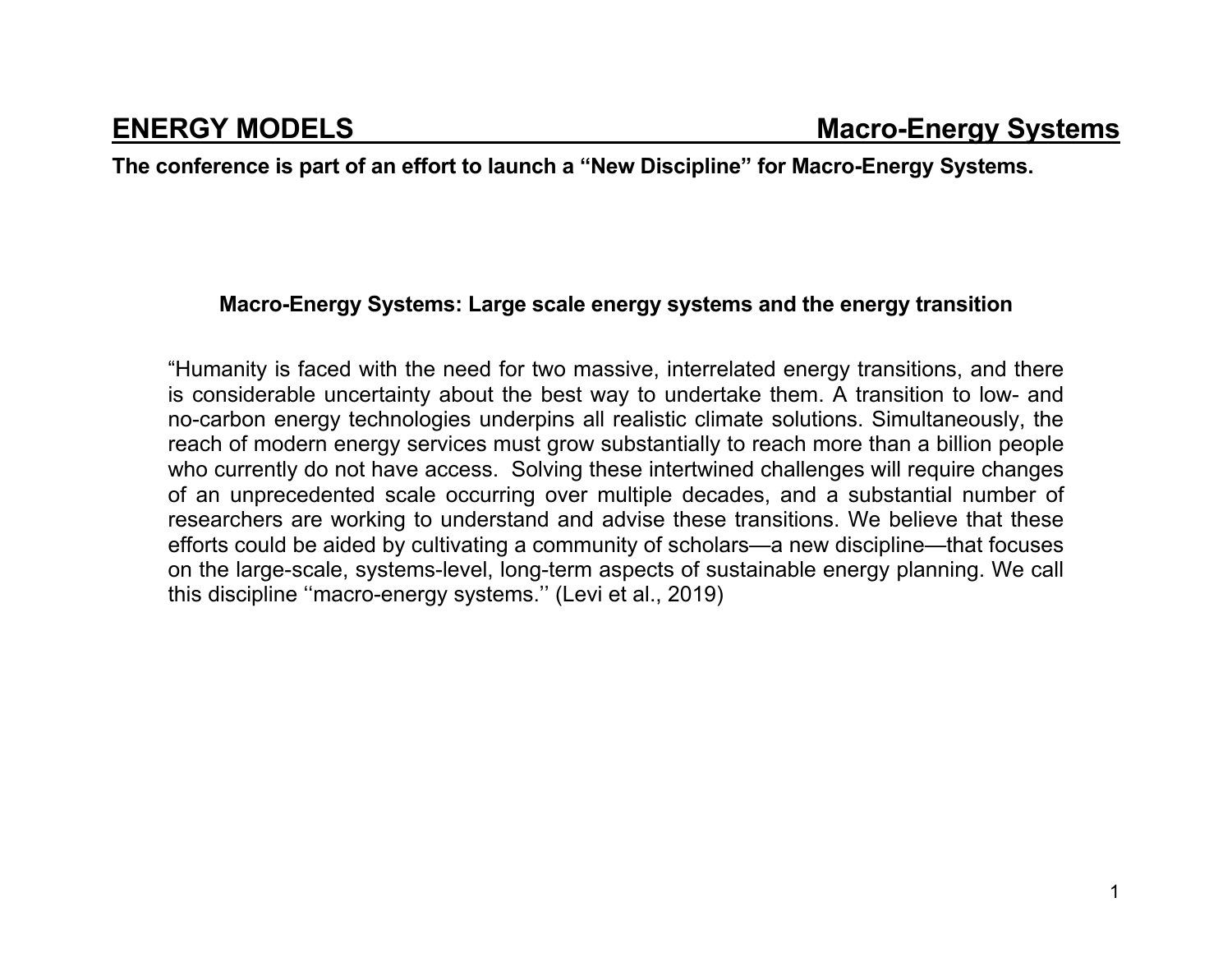# ENERGY MODELS Macro-Energy Systems

**The conference is part of an effort to launch a “New Discipline” for Macro-Energy Systems.**

## Macro-Energy Systems: Large scale energy systems and the energy transition

“Humanity is faced with the need for two massive, interrelated energy transitions, and there is considerable uncertainty about the best way to undertake them. A transition to low- and no-carbon energy technologies underpins all realistic climate solutions. Simultaneously, the reach of modern energy services must grow substantially to reach more than a billion people who currently do not have access. Solving these intertwined challenges will require changes of an unprecedented scale occurring over multiple decades, and a substantial number of researchers are working to understand and advise these transitions. We believe that these efforts could be aided by cultivating a community of scholars—a new discipline—that focuses on the large-scale, systems-level, long-term aspects of sustainable energy planning. We call this discipline ‘‘macro-energy systems.’’ (Levi et al., 2019)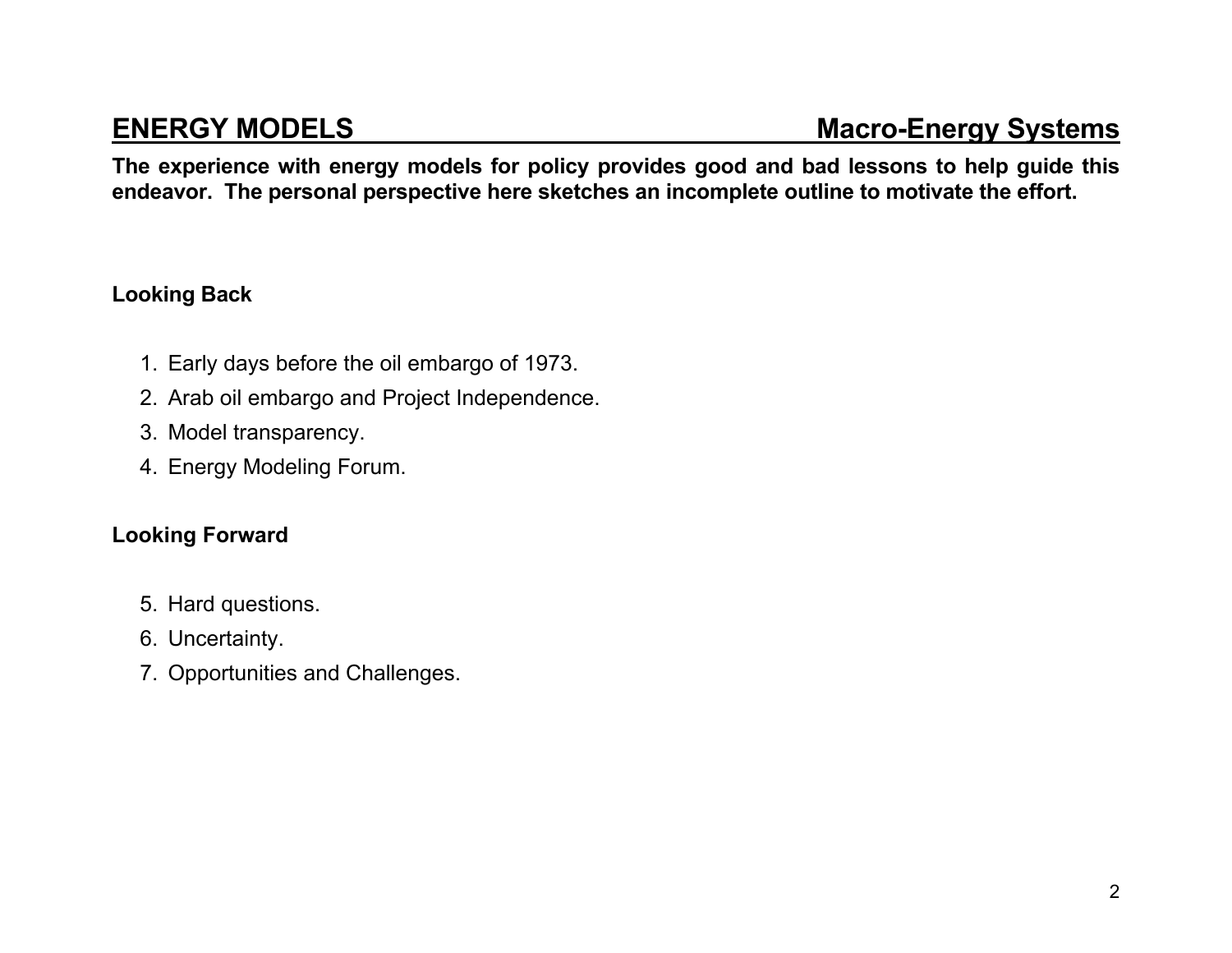## ENERGY MODELS — Macro-Energy Systems

**The experience with energy models for policy provides good and bad lessons to help guide this endeavor. The personal perspective here sketches an incomplete outline to motivate the effort.**

### Looking Back

1. Early days before the oil embargo of 1973.
2. Arab oil embargo and Project Independence.
3. Model transparency.
4. Energy Modeling Forum.

### Looking Forward

5. Hard questions.
6. Uncertainty.
7. Opportunities and Challenges.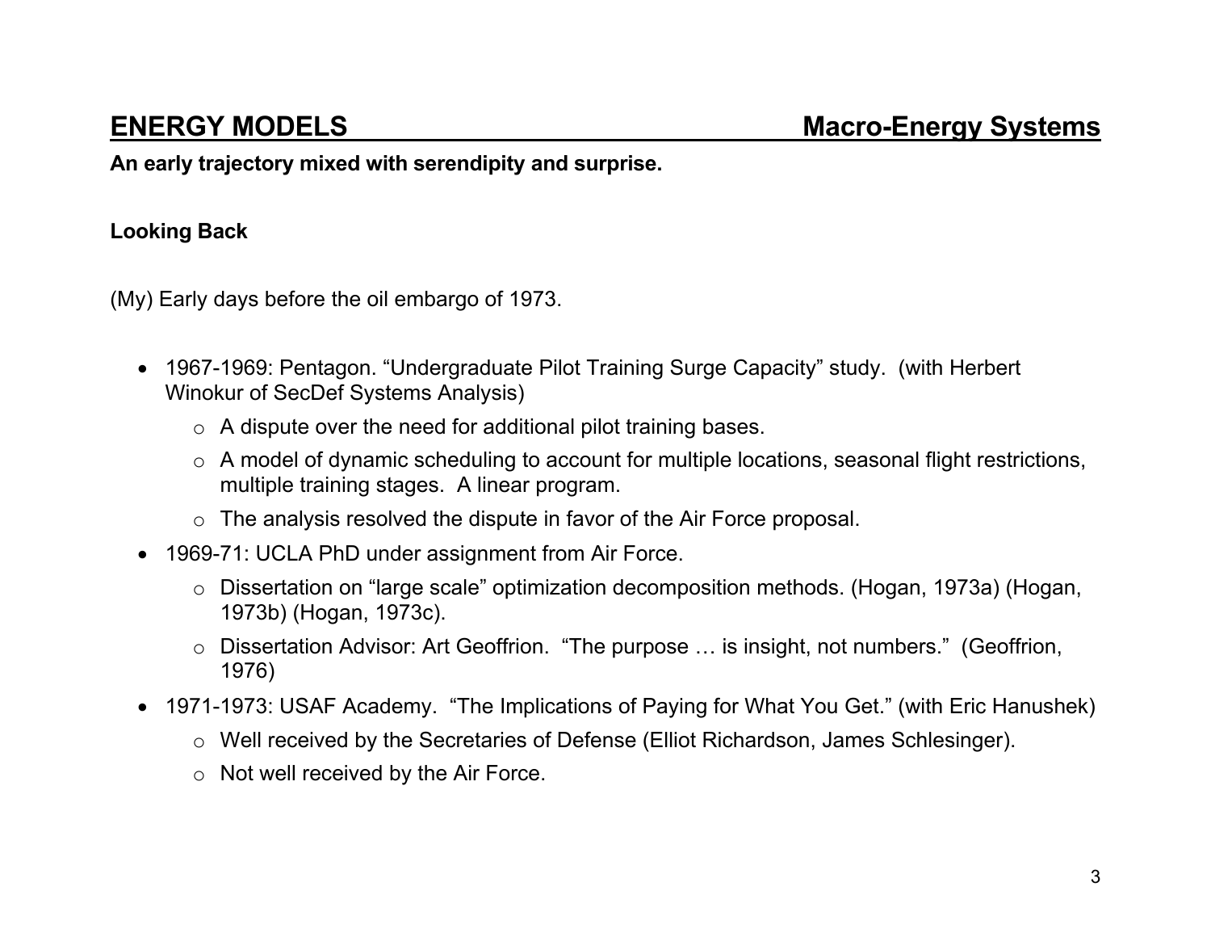## ENERGY MODELS Macro-Energy Systems

**An early trajectory mixed with serendipity and surprise.**

**Looking Back**

(My) Early days before the oil embargo of 1973.

- 1967-1969: Pentagon. "Undergraduate Pilot Training Surge Capacity" study. (with Herbert Winokur of SecDef Systems Analysis)
  - A dispute over the need for additional pilot training bases.
  - A model of dynamic scheduling to account for multiple locations, seasonal flight restrictions, multiple training stages. A linear program.
  - The analysis resolved the dispute in favor of the Air Force proposal.
- 1969-71: UCLA PhD under assignment from Air Force.
  - Dissertation on "large scale" optimization decomposition methods. (Hogan, 1973a) (Hogan, 1973b) (Hogan, 1973c).
  - Dissertation Advisor: Art Geoffrion. "The purpose … is insight, not numbers." (Geoffrion, 1976)
- 1971-1973: USAF Academy. "The Implications of Paying for What You Get." (with Eric Hanushek)
  - Well received by the Secretaries of Defense (Elliot Richardson, James Schlesinger).
  - Not well received by the Air Force.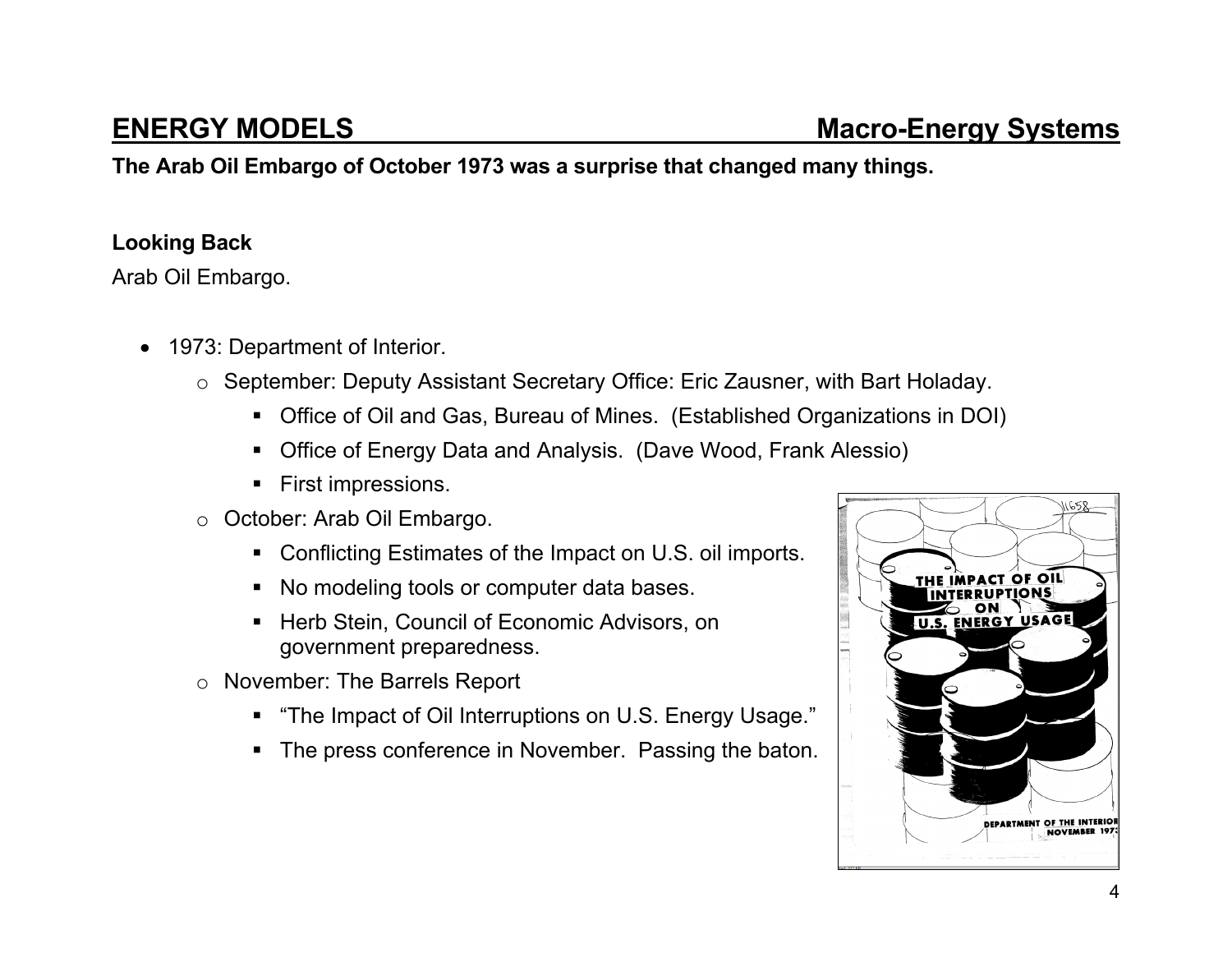## ENERGY MODELS — Macro-Energy Systems

**The Arab Oil Embargo of October 1973 was a surprise that changed many things.**

**Looking Back**

Arab Oil Embargo.

- 1973: Department of Interior.
  - September: Deputy Assistant Secretary Office: Eric Zausner, with Bart Holaday.
    - Office of Oil and Gas, Bureau of Mines. (Established Organizations in DOI)
    - Office of Energy Data and Analysis. (Dave Wood, Frank Alessio)
    - First impressions.
  - October: Arab Oil Embargo.
    - Conflicting Estimates of the Impact on U.S. oil imports.
    - No modeling tools or computer data bases.
    - Herb Stein, Council of Economic Advisors, on government preparedness.
  - November: The Barrels Report
    - "The Impact of Oil Interruptions on U.S. Energy Usage."
    - The press conference in November. Passing the baton.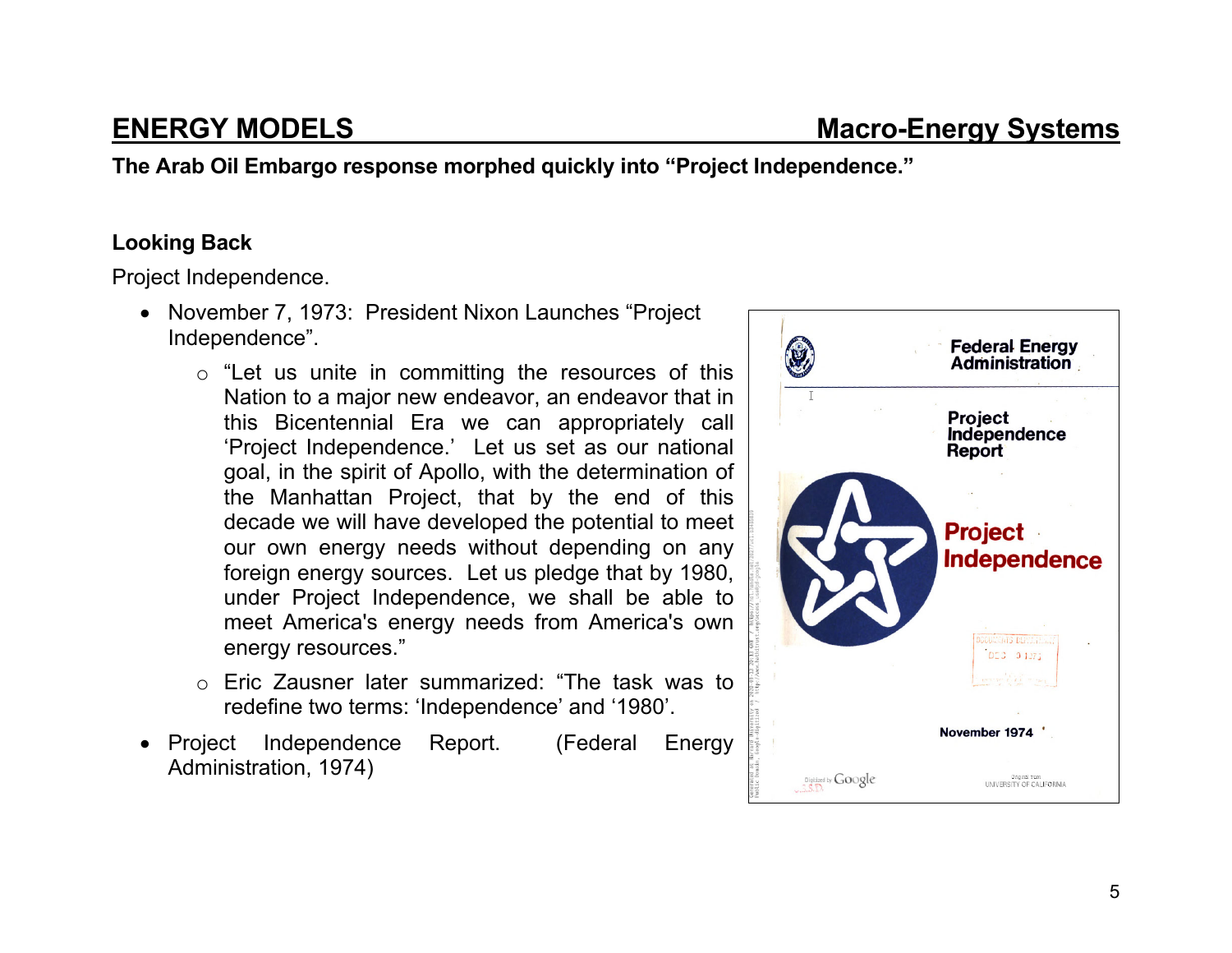## ENERGY MODELS — Macro-Energy Systems

**The Arab Oil Embargo response morphed quickly into "Project Independence."**

**Looking Back**

Project Independence.

- November 7, 1973: President Nixon Launches "Project Independence".
  - "Let us unite in committing the resources of this Nation to a major new endeavor, an endeavor that in this Bicentennial Era we can appropriately call 'Project Independence.' Let us set as our national goal, in the spirit of Apollo, with the determination of the Manhattan Project, that by the end of this decade we will have developed the potential to meet our own energy needs without depending on any foreign energy sources. Let us pledge that by 1980, under Project Independence, we shall be able to meet America's energy needs from America's own energy resources."
  - Eric Zausner later summarized: "The task was to redefine two terms: 'Independence' and '1980'.
- Project Independence Report. (Federal Energy Administration, 1974)

Federal Energy Administration

Project Independence Report

Project Independence

November 1974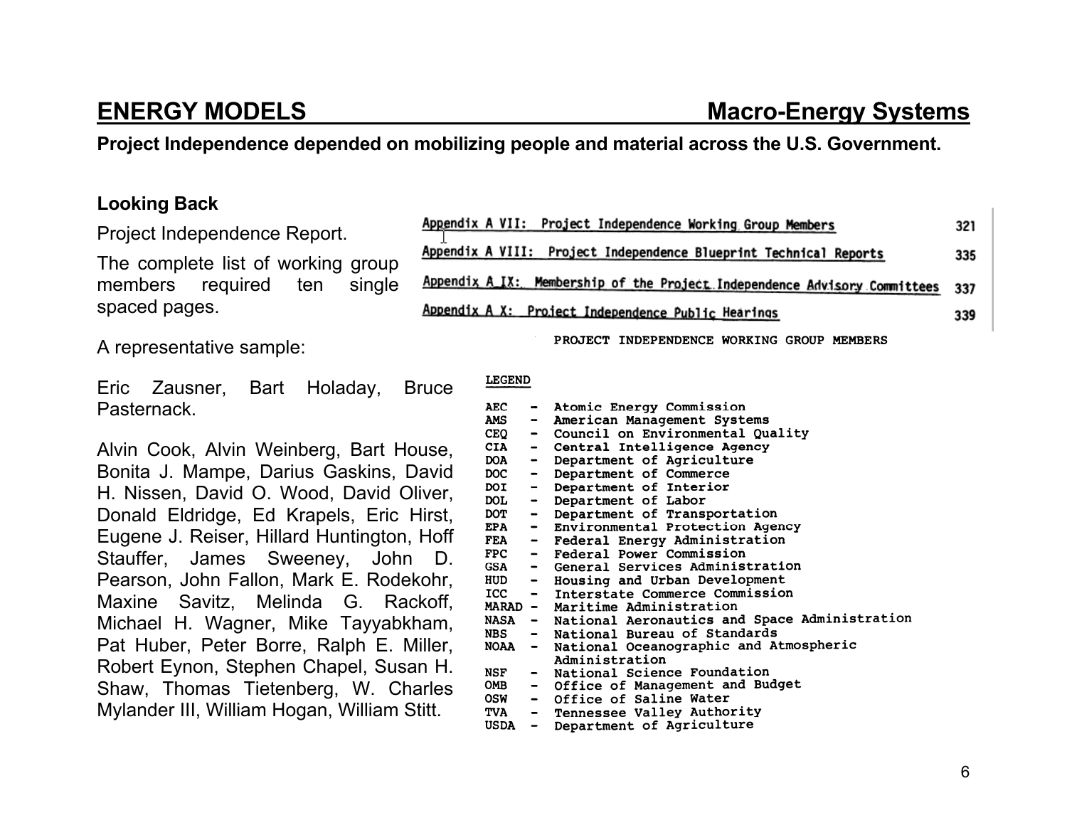## ENERGY MODELS Macro-Energy Systems

**Project Independence depended on mobilizing people and material across the U.S. Government.**

**Looking Back**

Project Independence Report.

The complete list of working group members required ten single spaced pages.

A representative sample:

Eric Zausner, Bart Holaday, Bruce Pasternack.

Alvin Cook, Alvin Weinberg, Bart House, Bonita J. Mampe, Darius Gaskins, David H. Nissen, David O. Wood, David Oliver, Donald Eldridge, Ed Krapels, Eric Hirst, Eugene J. Reiser, Hillard Huntington, Hoff Stauffer, James Sweeney, John D. Pearson, John Fallon, Mark E. Rodekohr, Maxine Savitz, Melinda G. Rackoff, Michael H. Wagner, Mike Tayyabkham, Pat Huber, Peter Borre, Ralph E. Miller, Robert Eynon, Stephen Chapel, Susan H. Shaw, Thomas Tietenberg, W. Charles Mylander III, William Hogan, William Stitt.

| | |
|---|---|
| Appendix A VII: Project Independence Working Group Members | 321 |
| Appendix A VIII: Project Independence Blueprint Technical Reports | 335 |
| Appendix A IX: Membership of the Project Independence Advisory Committees | 337 |
| Appendix A X: Project Independence Public Hearings | 339 |

PROJECT INDEPENDENCE WORKING GROUP MEMBERS

LEGEND

- AEC - Atomic Energy Commission
- AMS - American Management Systems
- CEQ - Council on Environmental Quality
- CIA - Central Intelligence Agency
- DOA - Department of Agriculture
- DOC - Department of Commerce
- DOI - Department of Interior
- DOL - Department of Labor
- DOT - Department of Transportation
- EPA - Environmental Protection Agency
- FEA - Federal Energy Administration
- FPC - Federal Power Commission
- GSA - General Services Administration
- HUD - Housing and Urban Development
- ICC - Interstate Commerce Commission
- MARAD - Maritime Administration
- NASA - National Aeronautics and Space Administration
- NBS - National Bureau of Standards
- NOAA - National Oceanographic and Atmospheric Administration
- NSF - National Science Foundation
- OMB - Office of Management and Budget
- OSW - Office of Saline Water
- TVA - Tennessee Valley Authority
- USDA - Department of Agriculture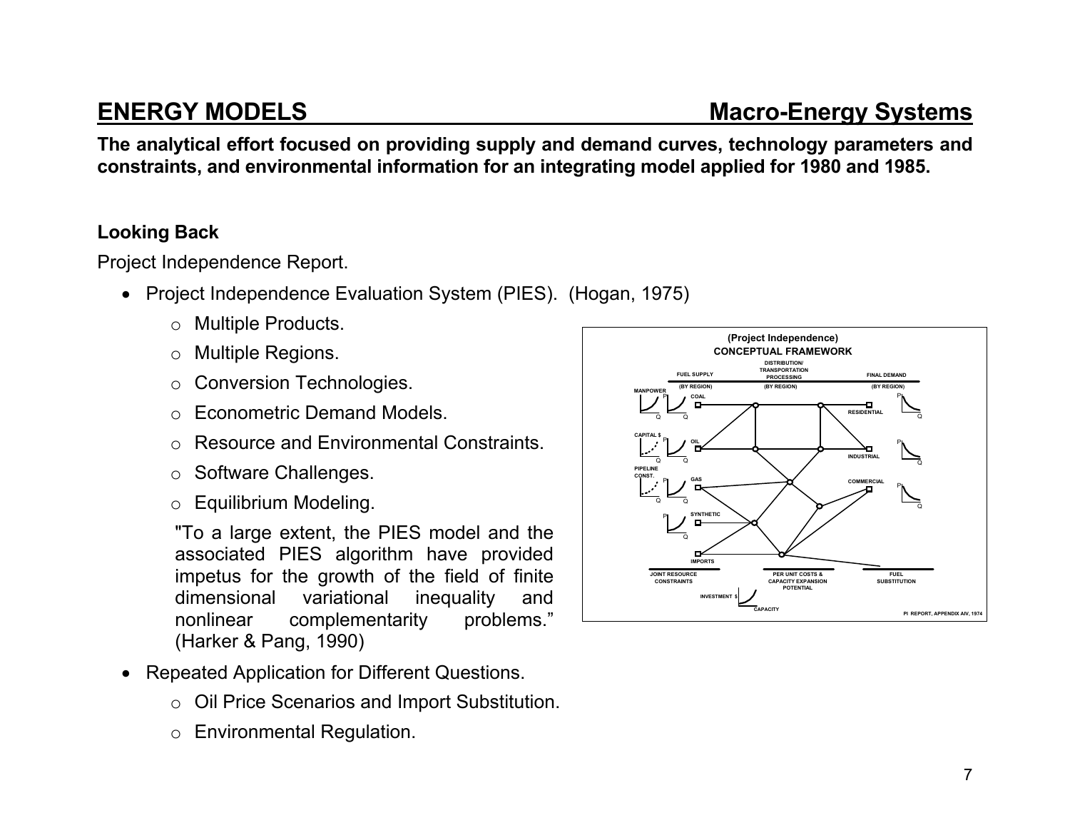## ENERGY MODELS — Macro-Energy Systems

**The analytical effort focused on providing supply and demand curves, technology parameters and constraints, and environmental information for an integrating model applied for 1980 and 1985.**

### Looking Back

Project Independence Report.

- Project Independence Evaluation System (PIES). (Hogan, 1975)
  - Multiple Products.
  - Multiple Regions.
  - Conversion Technologies.
  - Econometric Demand Models.
  - Resource and Environmental Constraints.
  - Software Challenges.
  - Equilibrium Modeling.

    "To a large extent, the PIES model and the associated PIES algorithm have provided impetus for the growth of the field of finite dimensional variational inequality and nonlinear complementarity problems." (Harker & Pang, 1990)

- Repeated Application for Different Questions.
  - Oil Price Scenarios and Import Substitution.
  - Environmental Regulation.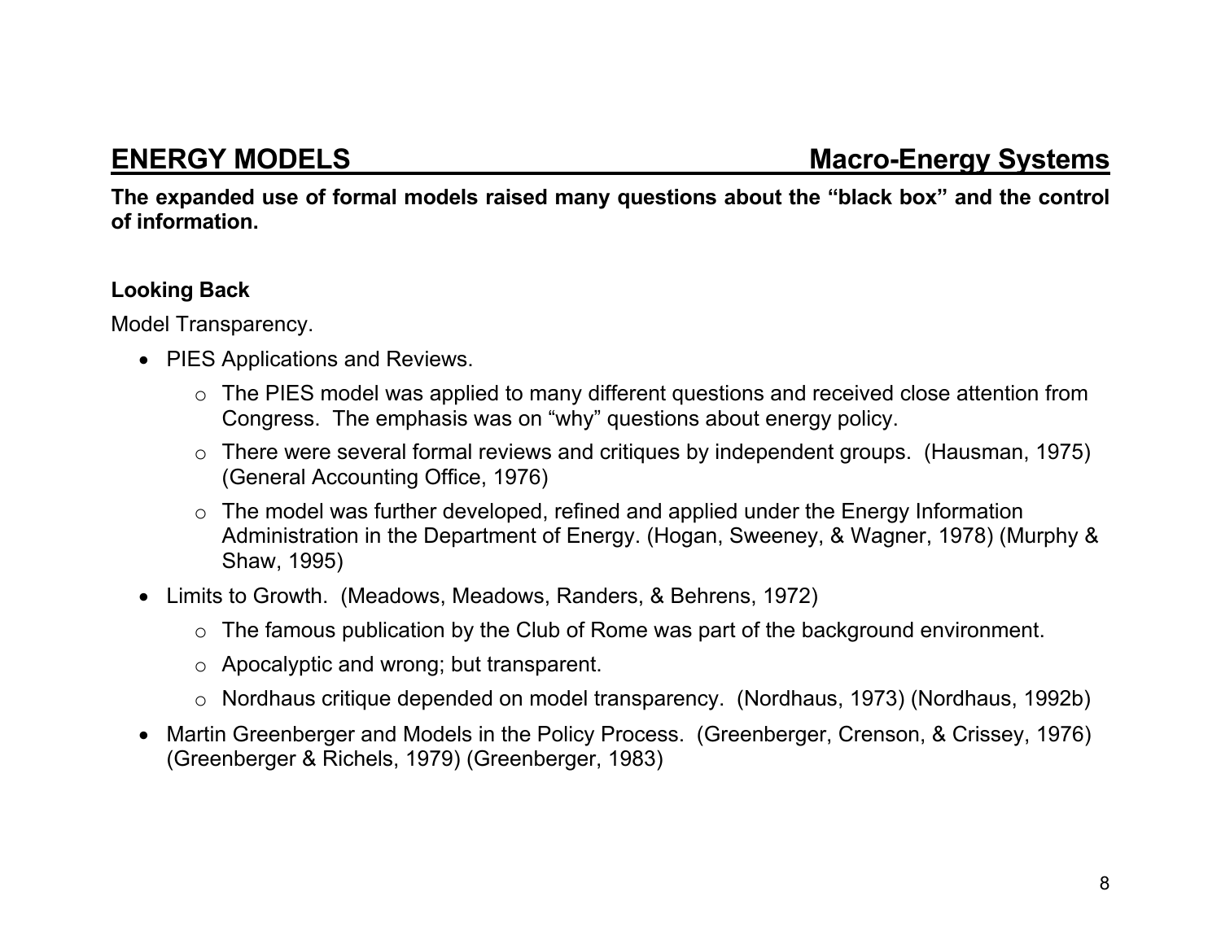## ENERGY MODELS — Macro-Energy Systems

**The expanded use of formal models raised many questions about the "black box" and the control of information.**

### Looking Back

Model Transparency.

- PIES Applications and Reviews.
  - The PIES model was applied to many different questions and received close attention from Congress. The emphasis was on "why" questions about energy policy.
  - There were several formal reviews and critiques by independent groups. (Hausman, 1975) (General Accounting Office, 1976)
  - The model was further developed, refined and applied under the Energy Information Administration in the Department of Energy. (Hogan, Sweeney, & Wagner, 1978) (Murphy & Shaw, 1995)
- Limits to Growth. (Meadows, Meadows, Randers, & Behrens, 1972)
  - The famous publication by the Club of Rome was part of the background environment.
  - Apocalyptic and wrong; but transparent.
  - Nordhaus critique depended on model transparency. (Nordhaus, 1973) (Nordhaus, 1992b)
- Martin Greenberger and Models in the Policy Process. (Greenberger, Crenson, & Crissey, 1976) (Greenberger & Richels, 1979) (Greenberger, 1983)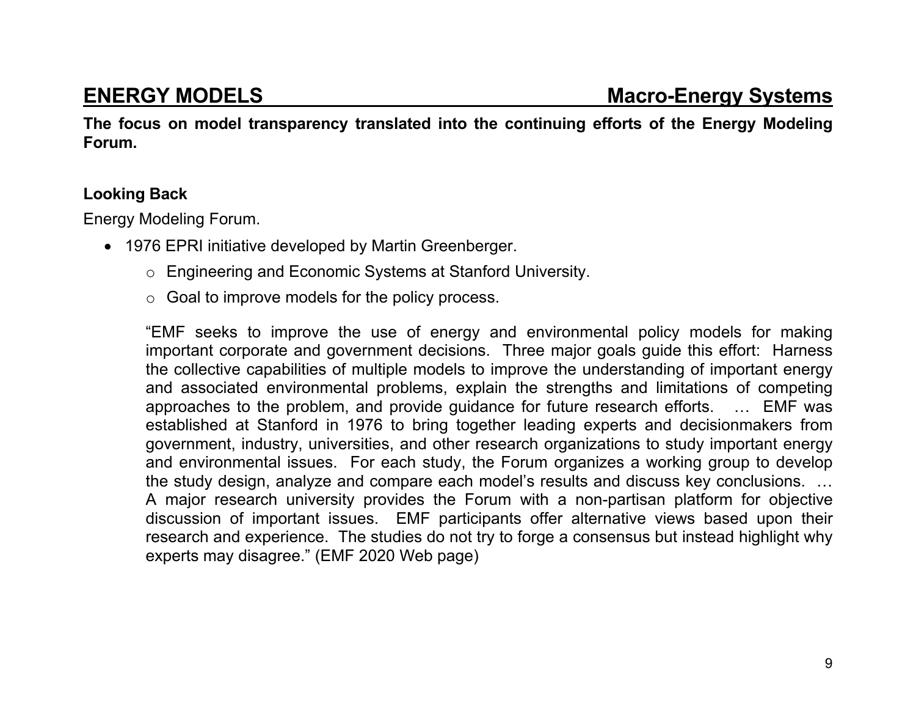## ENERGY MODELS — Macro-Energy Systems

**The focus on model transparency translated into the continuing efforts of the Energy Modeling Forum.**

### Looking Back

Energy Modeling Forum.

- 1976 EPRI initiative developed by Martin Greenberger.
  - Engineering and Economic Systems at Stanford University.
  - Goal to improve models for the policy process.

  "EMF seeks to improve the use of energy and environmental policy models for making important corporate and government decisions. Three major goals guide this effort: Harness the collective capabilities of multiple models to improve the understanding of important energy and associated environmental problems, explain the strengths and limitations of competing approaches to the problem, and provide guidance for future research efforts. … EMF was established at Stanford in 1976 to bring together leading experts and decisionmakers from government, industry, universities, and other research organizations to study important energy and environmental issues. For each study, the Forum organizes a working group to develop the study design, analyze and compare each model's results and discuss key conclusions. … A major research university provides the Forum with a non-partisan platform for objective discussion of important issues. EMF participants offer alternative views based upon their research and experience. The studies do not try to forge a consensus but instead highlight why experts may disagree." (EMF 2020 Web page)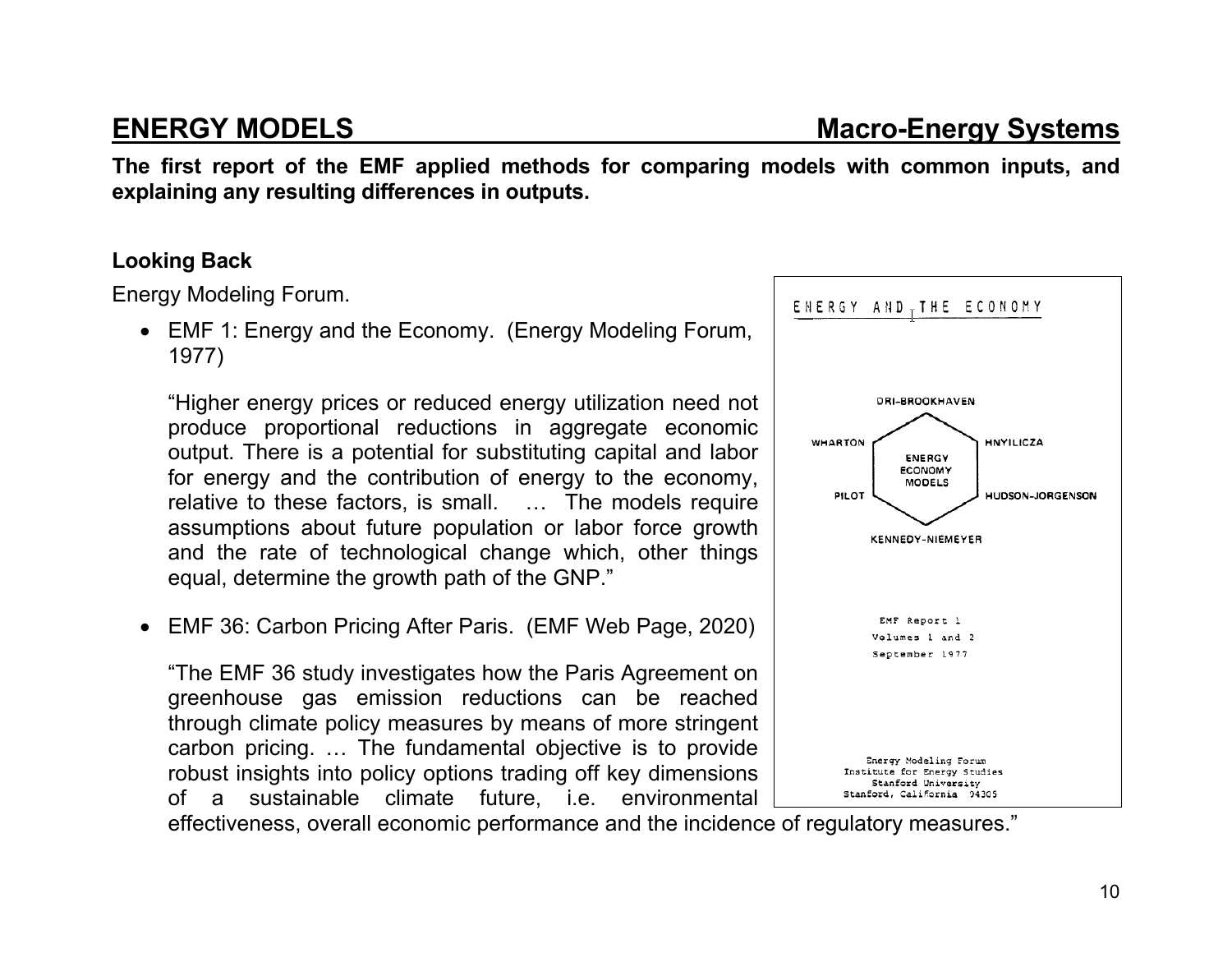## ENERGY MODELS — Macro-Energy Systems

**The first report of the EMF applied methods for comparing models with common inputs, and explaining any resulting differences in outputs.**

### Looking Back

Energy Modeling Forum.

- EMF 1: Energy and the Economy. (Energy Modeling Forum, 1977)

  "Higher energy prices or reduced energy utilization need not produce proportional reductions in aggregate economic output. There is a potential for substituting capital and labor for energy and the contribution of energy to the economy, relative to these factors, is small. … The models require assumptions about future population or labor force growth and the rate of technological change which, other things equal, determine the growth path of the GNP."

- EMF 36: Carbon Pricing After Paris. (EMF Web Page, 2020)

  "The EMF 36 study investigates how the Paris Agreement on greenhouse gas emission reductions can be reached through climate policy measures by means of more stringent carbon pricing. … The fundamental objective is to provide robust insights into policy options trading off key dimensions of a sustainable climate future, i.e. environmental effectiveness, overall economic performance and the incidence of regulatory measures."

ENERGY AND THE ECONOMY

DRI-BROOKHAVEN, WHARTON, HNYILICZA, PILOT, HUDSON-JORGENSON, KENNEDY-NIEMEYER — ENERGY ECONOMY MODELS

EMF Report 1
Volumes 1 and 2
September 1977

Energy Modeling Forum
Institute for Energy Studies
Stanford University
Stanford, California 94305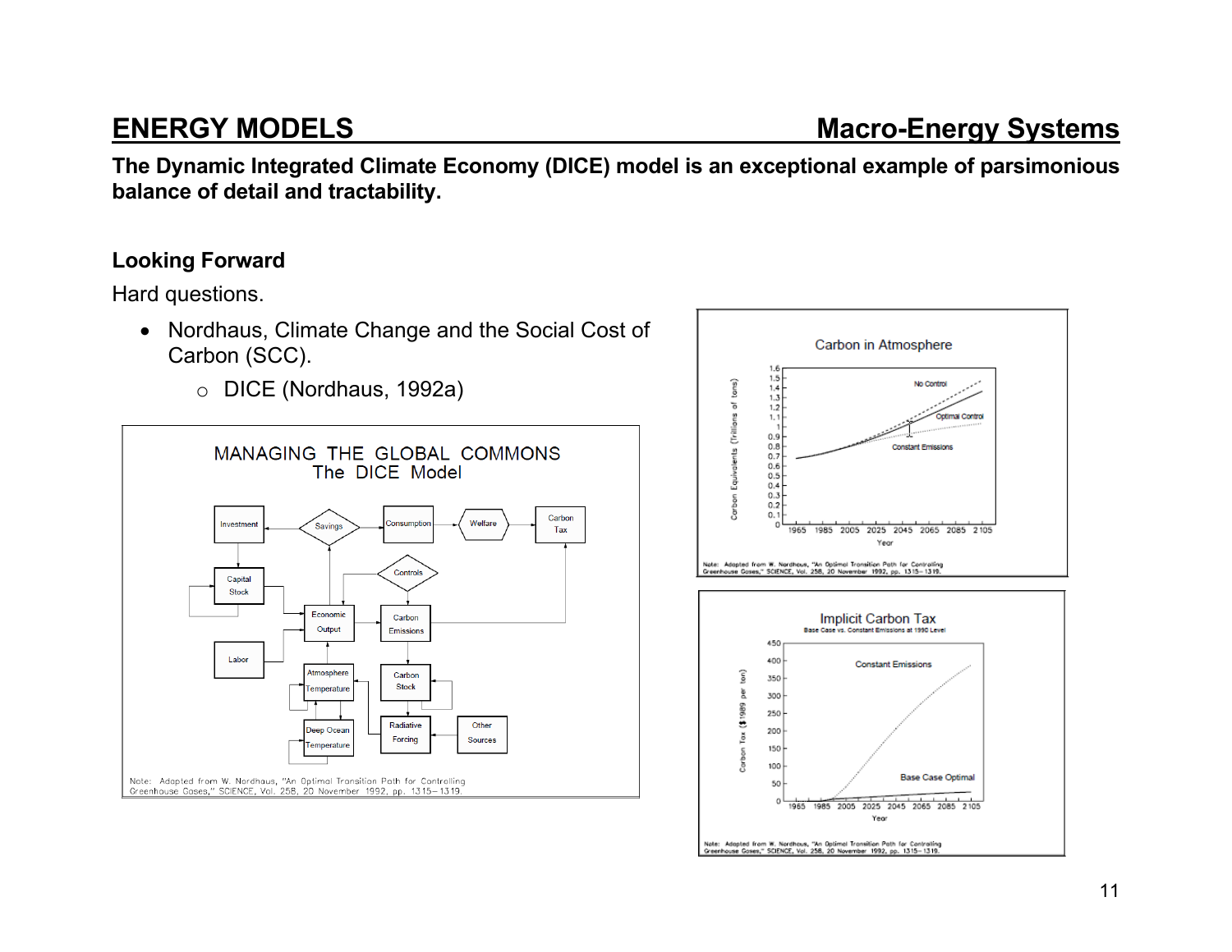## ENERGY MODELS — Macro-Energy Systems

**The Dynamic Integrated Climate Economy (DICE) model is an exceptional example of parsimonious balance of detail and tractability.**

### Looking Forward

Hard questions.

- Nordhaus, Climate Change and the Social Cost of Carbon (SCC).
  - DICE (Nordhaus, 1992a)

MANAGING THE GLOBAL COMMONS
The DICE Model

Investment, Savings, Consumption, Welfare, Carbon Tax, Capital Stock, Controls, Economic Output, Carbon Emissions, Labor, Atmosphere Temperature, Carbon Stock, Deep Ocean Temperature, Radiative Forcing, Other Sources

Note: Adapted from W. Nordhaus, "An Optimal Transition Path for Controlling Greenhouse Gases," SCIENCE, Vol. 258, 20 November 1992, pp. 1315–1319.

Carbon in Atmosphere

Carbon Equivalents (Trillions of tons) vs. Year (1965–2105): No Control, Optimal Control, Constant Emissions

Note: Adapted from W. Nordhaus, "An Optimal Transition Path for Controlling Greenhouse Gases," SCIENCE, Vol. 258, 20 November 1992, pp. 1315–1319.

Implicit Carbon Tax
Base Case vs. Constant Emissions at 1990 Level

Carbon Tax ($1989 per ton) vs. Year (1965–2105): Constant Emissions, Base Case Optimal

Note: Adapted from W. Nordhaus, "An Optimal Transition Path for Controlling Greenhouse Gases," SCIENCE, Vol. 258, 20 November 1992, pp. 1315–1319.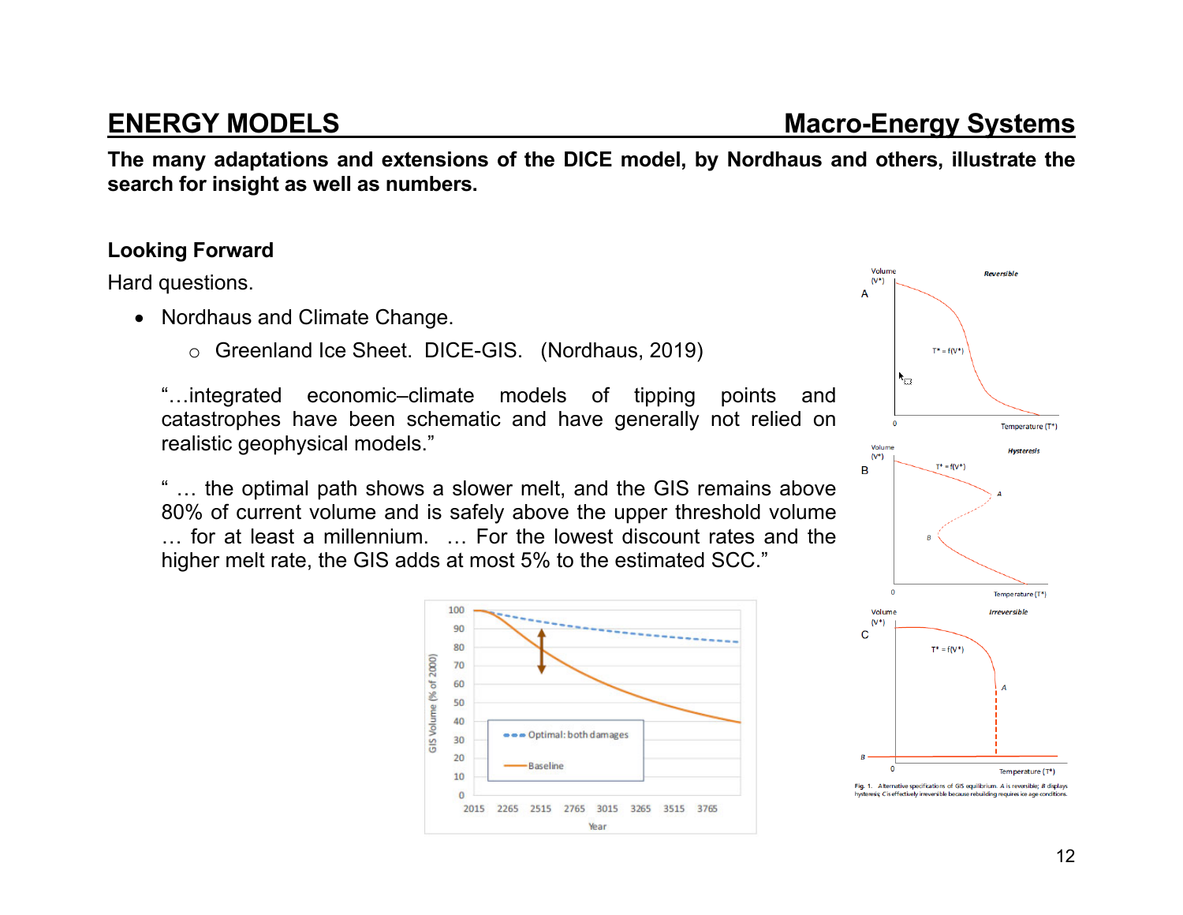## ENERGY MODELS — Macro-Energy Systems

**The many adaptations and extensions of the DICE model, by Nordhaus and others, illustrate the search for insight as well as numbers.**

**Looking Forward**

Hard questions.

- Nordhaus and Climate Change.
  - Greenland Ice Sheet. DICE-GIS. (Nordhaus, 2019)

"…integrated economic–climate models of tipping points and catastrophes have been schematic and have generally not relied on realistic geophysical models."

" … the optimal path shows a slower melt, and the GIS remains above 80% of current volume and is safely above the upper threshold volume … for at least a millennium. … For the lowest discount rates and the higher melt rate, the GIS adds at most 5% to the estimated SCC."

Fig. 1. Alternative specifications of GIS equilibrium. A is reversible; B displays hysteresis; C is effectively irreversible because rebuilding requires ice age conditions.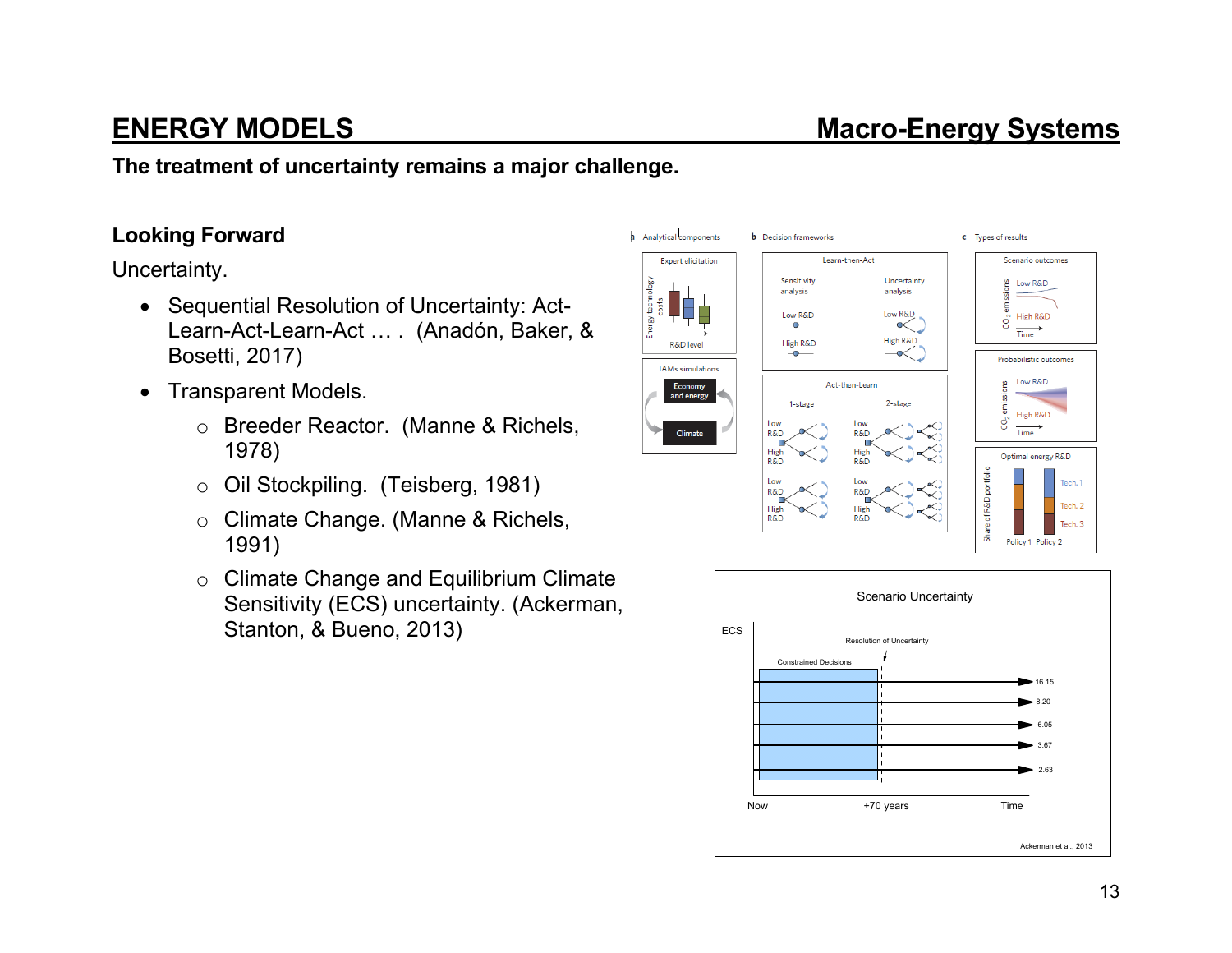## ENERGY MODELS — Macro-Energy Systems

**The treatment of uncertainty remains a major challenge.**

### Looking Forward

Uncertainty.

- Sequential Resolution of Uncertainty: Act-Learn-Act-Learn-Act … . (Anadón, Baker, & Bosetti, 2017)
- Transparent Models.
  - Breeder Reactor. (Manne & Richels, 1978)
  - Oil Stockpiling. (Teisberg, 1981)
  - Climate Change. (Manne & Richels, 1991)
  - Climate Change and Equilibrium Climate Sensitivity (ECS) uncertainty. (Ackerman, Stanton, & Bueno, 2013)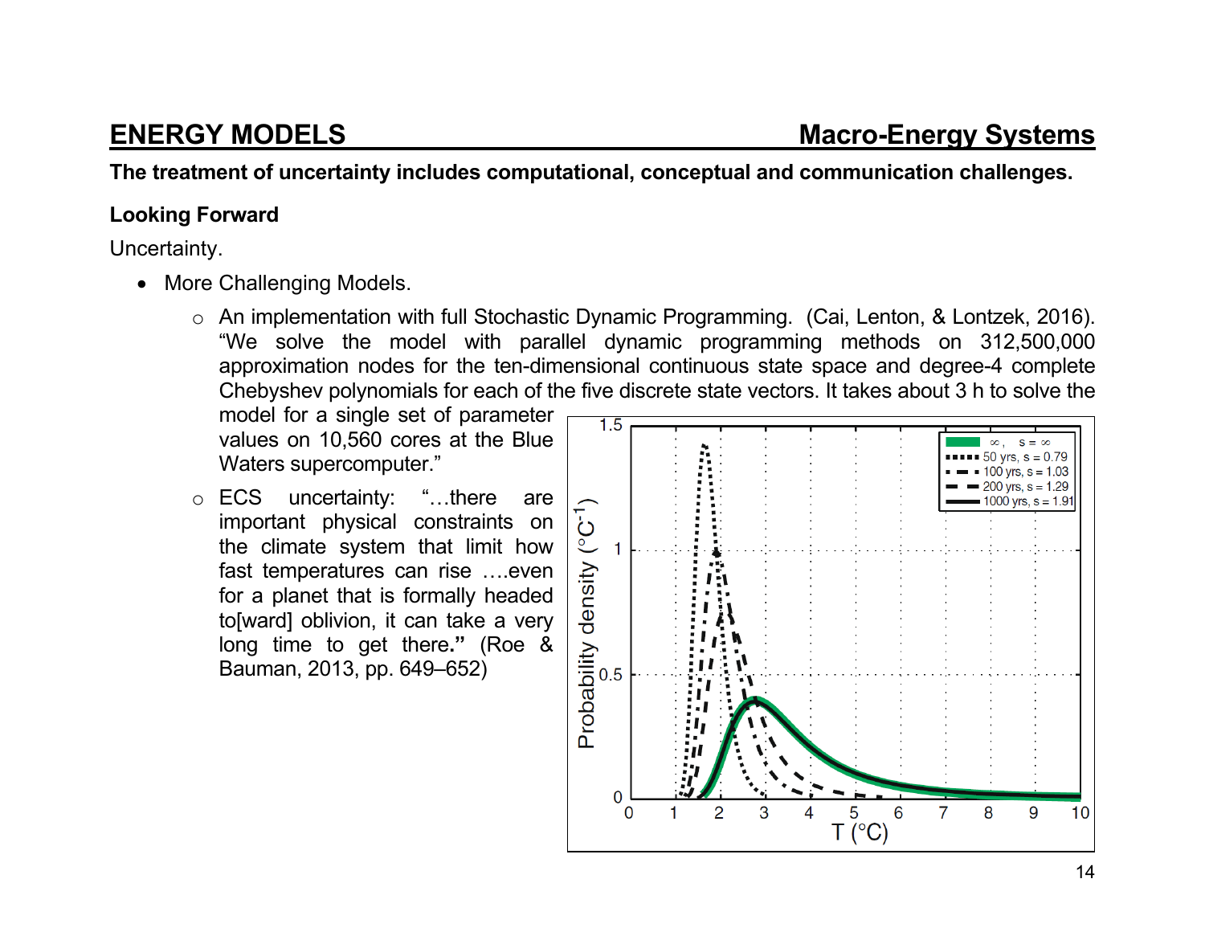## ENERGY MODELS — Macro-Energy Systems

**The treatment of uncertainty includes computational, conceptual and communication challenges.**

**Looking Forward**

Uncertainty.

- More Challenging Models.
  - An implementation with full Stochastic Dynamic Programming. (Cai, Lenton, & Lontzek, 2016). "We solve the model with parallel dynamic programming methods on 312,500,000 approximation nodes for the ten-dimensional continuous state space and degree-4 complete Chebyshev polynomials for each of the five discrete state vectors. It takes about 3 h to solve the model for a single set of parameter values on 10,560 cores at the Blue Waters supercomputer."
  - ECS uncertainty: "…there are important physical constraints on the climate system that limit how fast temperatures can rise ….even for a planet that is formally headed to[ward] oblivion, it can take a very long time to get there**."** (Roe & Bauman, 2013, pp. 649–652)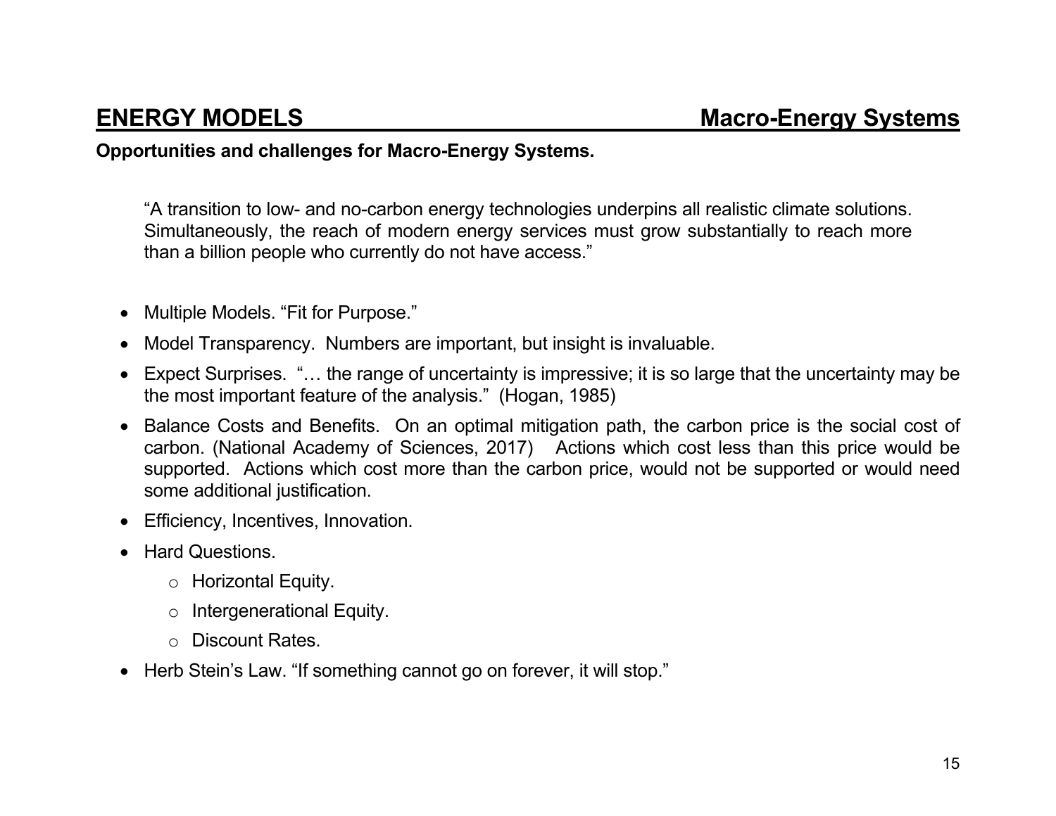## ENERGY MODELS — Macro-Energy Systems

**Opportunities and challenges for Macro-Energy Systems.**

> "A transition to low- and no-carbon energy technologies underpins all realistic climate solutions. Simultaneously, the reach of modern energy services must grow substantially to reach more than a billion people who currently do not have access."

- Multiple Models. "Fit for Purpose."
- Model Transparency. Numbers are important, but insight is invaluable.
- Expect Surprises. "… the range of uncertainty is impressive; it is so large that the uncertainty may be the most important feature of the analysis." (Hogan, 1985)
- Balance Costs and Benefits. On an optimal mitigation path, the carbon price is the social cost of carbon. (National Academy of Sciences, 2017) Actions which cost less than this price would be supported. Actions which cost more than the carbon price, would not be supported or would need some additional justification.
- Efficiency, Incentives, Innovation.
- Hard Questions.
  - Horizontal Equity.
  - Intergenerational Equity.
  - Discount Rates.
- Herb Stein's Law. "If something cannot go on forever, it will stop."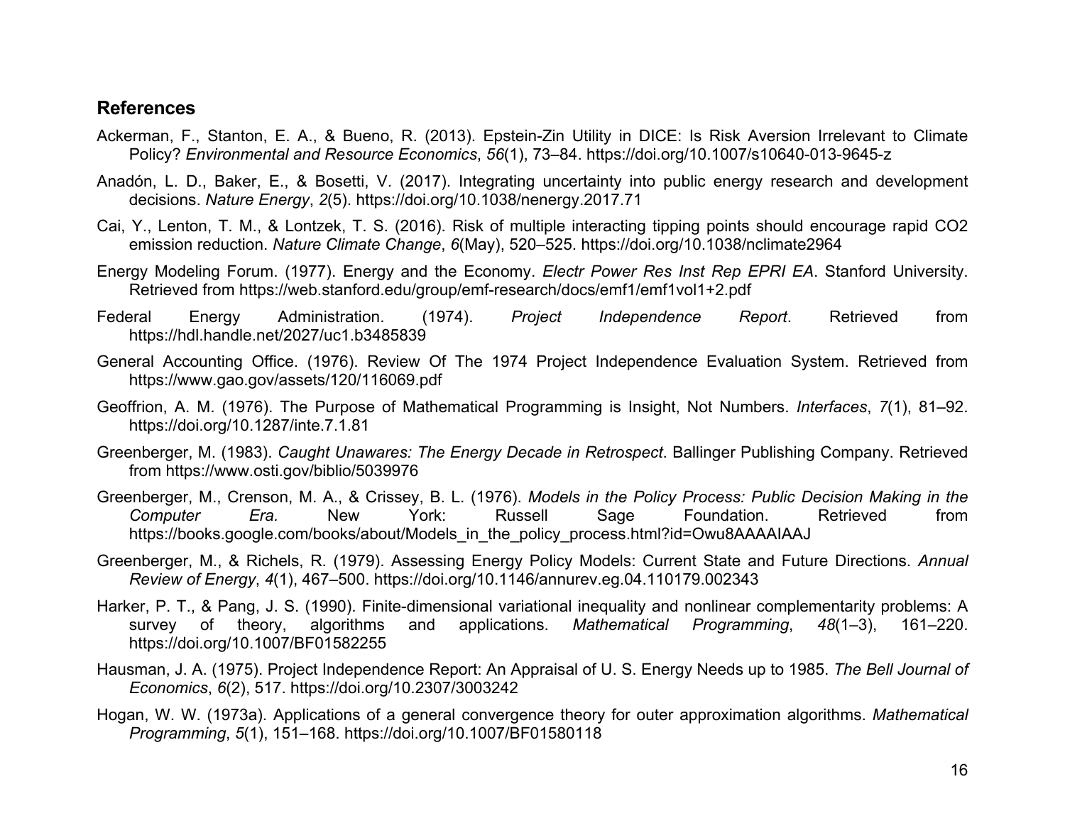## References

Ackerman, F., Stanton, E. A., & Bueno, R. (2013). Epstein-Zin Utility in DICE: Is Risk Aversion Irrelevant to Climate Policy? *Environmental and Resource Economics*, *56*(1), 73–84. https://doi.org/10.1007/s10640-013-9645-z

Anadón, L. D., Baker, E., & Bosetti, V. (2017). Integrating uncertainty into public energy research and development decisions. *Nature Energy*, *2*(5). https://doi.org/10.1038/nenergy.2017.71

Cai, Y., Lenton, T. M., & Lontzek, T. S. (2016). Risk of multiple interacting tipping points should encourage rapid CO2 emission reduction. *Nature Climate Change*, *6*(May), 520–525. https://doi.org/10.1038/nclimate2964

Energy Modeling Forum. (1977). Energy and the Economy. *Electr Power Res Inst Rep EPRI EA*. Stanford University. Retrieved from https://web.stanford.edu/group/emf-research/docs/emf1/emf1vol1+2.pdf

Federal Energy Administration. (1974). *Project Independence Report*. Retrieved from https://hdl.handle.net/2027/uc1.b3485839

General Accounting Office. (1976). Review Of The 1974 Project Independence Evaluation System. Retrieved from https://www.gao.gov/assets/120/116069.pdf

Geoffrion, A. M. (1976). The Purpose of Mathematical Programming is Insight, Not Numbers. *Interfaces*, *7*(1), 81–92. https://doi.org/10.1287/inte.7.1.81

Greenberger, M. (1983). *Caught Unawares: The Energy Decade in Retrospect*. Ballinger Publishing Company. Retrieved from https://www.osti.gov/biblio/5039976

Greenberger, M., Crenson, M. A., & Crissey, B. L. (1976). *Models in the Policy Process: Public Decision Making in the Computer Era.* New York: Russell Sage Foundation. Retrieved from https://books.google.com/books/about/Models_in_the_policy_process.html?id=Owu8AAAAIAAJ

Greenberger, M., & Richels, R. (1979). Assessing Energy Policy Models: Current State and Future Directions. *Annual Review of Energy*, *4*(1), 467–500. https://doi.org/10.1146/annurev.eg.04.110179.002343

Harker, P. T., & Pang, J. S. (1990). Finite-dimensional variational inequality and nonlinear complementarity problems: A survey of theory, algorithms and applications. *Mathematical Programming*, *48*(1–3), 161–220. https://doi.org/10.1007/BF01582255

Hausman, J. A. (1975). Project Independence Report: An Appraisal of U. S. Energy Needs up to 1985. *The Bell Journal of Economics*, *6*(2), 517. https://doi.org/10.2307/3003242

Hogan, W. W. (1973a). Applications of a general convergence theory for outer approximation algorithms. *Mathematical Programming*, *5*(1), 151–168. https://doi.org/10.1007/BF01580118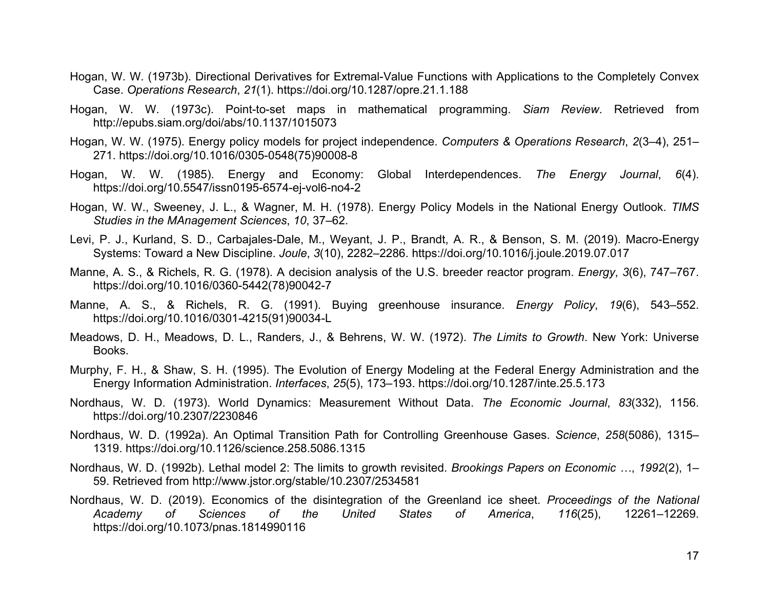Hogan, W. W. (1973b). Directional Derivatives for Extremal-Value Functions with Applications to the Completely Convex Case. *Operations Research*, *21*(1). https://doi.org/10.1287/opre.21.1.188

Hogan, W. W. (1973c). Point-to-set maps in mathematical programming. *Siam Review*. Retrieved from http://epubs.siam.org/doi/abs/10.1137/1015073

Hogan, W. W. (1975). Energy policy models for project independence. *Computers & Operations Research*, *2*(3–4), 251–271. https://doi.org/10.1016/0305-0548(75)90008-8

Hogan, W. W. (1985). Energy and Economy: Global Interdependences. *The Energy Journal*, *6*(4). https://doi.org/10.5547/issn0195-6574-ej-vol6-no4-2

Hogan, W. W., Sweeney, J. L., & Wagner, M. H. (1978). Energy Policy Models in the National Energy Outlook. *TIMS Studies in the MAnagement Sciences*, *10*, 37–62.

Levi, P. J., Kurland, S. D., Carbajales-Dale, M., Weyant, J. P., Brandt, A. R., & Benson, S. M. (2019). Macro-Energy Systems: Toward a New Discipline. *Joule*, *3*(10), 2282–2286. https://doi.org/10.1016/j.joule.2019.07.017

Manne, A. S., & Richels, R. G. (1978). A decision analysis of the U.S. breeder reactor program. *Energy*, *3*(6), 747–767. https://doi.org/10.1016/0360-5442(78)90042-7

Manne, A. S., & Richels, R. G. (1991). Buying greenhouse insurance. *Energy Policy*, *19*(6), 543–552. https://doi.org/10.1016/0301-4215(91)90034-L

Meadows, D. H., Meadows, D. L., Randers, J., & Behrens, W. W. (1972). *The Limits to Growth*. New York: Universe Books.

Murphy, F. H., & Shaw, S. H. (1995). The Evolution of Energy Modeling at the Federal Energy Administration and the Energy Information Administration. *Interfaces*, *25*(5), 173–193. https://doi.org/10.1287/inte.25.5.173

Nordhaus, W. D. (1973). World Dynamics: Measurement Without Data. *The Economic Journal*, *83*(332), 1156. https://doi.org/10.2307/2230846

Nordhaus, W. D. (1992a). An Optimal Transition Path for Controlling Greenhouse Gases. *Science*, *258*(5086), 1315–1319. https://doi.org/10.1126/science.258.5086.1315

Nordhaus, W. D. (1992b). Lethal model 2: The limits to growth revisited. *Brookings Papers on Economic …*, *1992*(2), 1–59. Retrieved from http://www.jstor.org/stable/10.2307/2534581

Nordhaus, W. D. (2019). Economics of the disintegration of the Greenland ice sheet. *Proceedings of the National Academy of Sciences of the United States of America*, *116*(25), 12261–12269. https://doi.org/10.1073/pnas.1814990116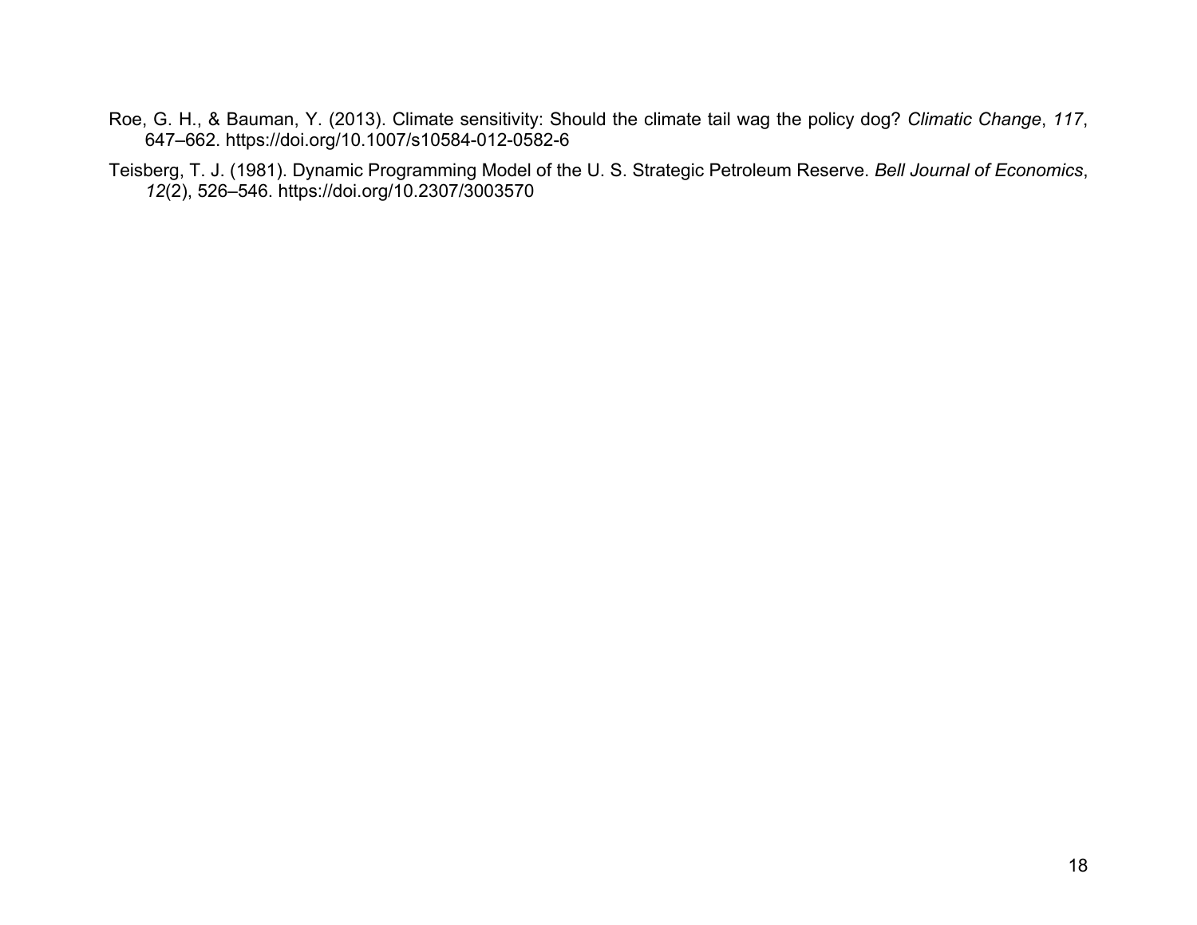Roe, G. H., & Bauman, Y. (2013). Climate sensitivity: Should the climate tail wag the policy dog? *Climatic Change*, *117*, 647–662. https://doi.org/10.1007/s10584-012-0582-6

Teisberg, T. J. (1981). Dynamic Programming Model of the U. S. Strategic Petroleum Reserve. *Bell Journal of Economics*, *12*(2), 526–546. https://doi.org/10.2307/3003570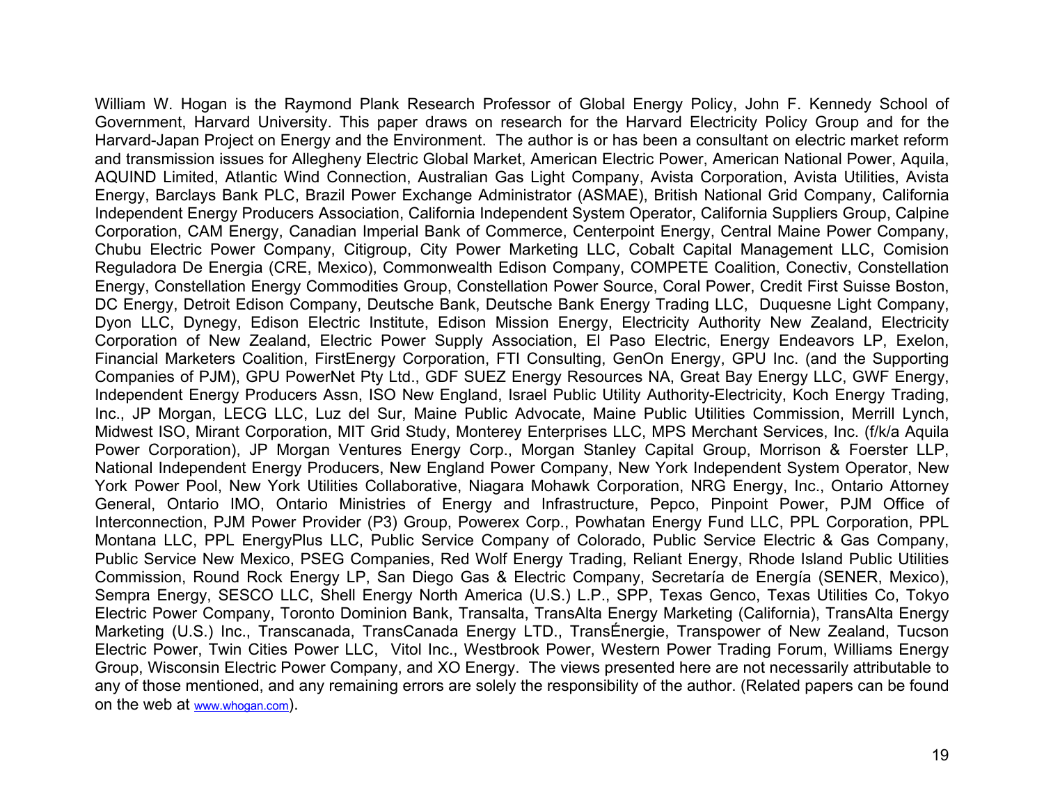William W. Hogan is the Raymond Plank Research Professor of Global Energy Policy, John F. Kennedy School of Government, Harvard University. This paper draws on research for the Harvard Electricity Policy Group and for the Harvard-Japan Project on Energy and the Environment. The author is or has been a consultant on electric market reform and transmission issues for Allegheny Electric Global Market, American Electric Power, American National Power, Aquila, AQUIND Limited, Atlantic Wind Connection, Australian Gas Light Company, Avista Corporation, Avista Utilities, Avista Energy, Barclays Bank PLC, Brazil Power Exchange Administrator (ASMAE), British National Grid Company, California Independent Energy Producers Association, California Independent System Operator, California Suppliers Group, Calpine Corporation, CAM Energy, Canadian Imperial Bank of Commerce, Centerpoint Energy, Central Maine Power Company, Chubu Electric Power Company, Citigroup, City Power Marketing LLC, Cobalt Capital Management LLC, Comision Reguladora De Energia (CRE, Mexico), Commonwealth Edison Company, COMPETE Coalition, Conectiv, Constellation Energy, Constellation Energy Commodities Group, Constellation Power Source, Coral Power, Credit First Suisse Boston, DC Energy, Detroit Edison Company, Deutsche Bank, Deutsche Bank Energy Trading LLC, Duquesne Light Company, Dyon LLC, Dynegy, Edison Electric Institute, Edison Mission Energy, Electricity Authority New Zealand, Electricity Corporation of New Zealand, Electric Power Supply Association, El Paso Electric, Energy Endeavors LP, Exelon, Financial Marketers Coalition, FirstEnergy Corporation, FTI Consulting, GenOn Energy, GPU Inc. (and the Supporting Companies of PJM), GPU PowerNet Pty Ltd., GDF SUEZ Energy Resources NA, Great Bay Energy LLC, GWF Energy, Independent Energy Producers Assn, ISO New England, Israel Public Utility Authority-Electricity, Koch Energy Trading, Inc., JP Morgan, LECG LLC, Luz del Sur, Maine Public Advocate, Maine Public Utilities Commission, Merrill Lynch, Midwest ISO, Mirant Corporation, MIT Grid Study, Monterey Enterprises LLC, MPS Merchant Services, Inc. (f/k/a Aquila Power Corporation), JP Morgan Ventures Energy Corp., Morgan Stanley Capital Group, Morrison & Foerster LLP, National Independent Energy Producers, New England Power Company, New York Independent System Operator, New York Power Pool, New York Utilities Collaborative, Niagara Mohawk Corporation, NRG Energy, Inc., Ontario Attorney General, Ontario IMO, Ontario Ministries of Energy and Infrastructure, Pepco, Pinpoint Power, PJM Office of Interconnection, PJM Power Provider (P3) Group, Powerex Corp., Powhatan Energy Fund LLC, PPL Corporation, PPL Montana LLC, PPL EnergyPlus LLC, Public Service Company of Colorado, Public Service Electric & Gas Company, Public Service New Mexico, PSEG Companies, Red Wolf Energy Trading, Reliant Energy, Rhode Island Public Utilities Commission, Round Rock Energy LP, San Diego Gas & Electric Company, Secretaría de Energía (SENER, Mexico), Sempra Energy, SESCO LLC, Shell Energy North America (U.S.) L.P., SPP, Texas Genco, Texas Utilities Co, Tokyo Electric Power Company, Toronto Dominion Bank, Transalta, TransAlta Energy Marketing (California), TransAlta Energy Marketing (U.S.) Inc., Transcanada, TransCanada Energy LTD., TransÉnergie, Transpower of New Zealand, Tucson Electric Power, Twin Cities Power LLC, Vitol Inc., Westbrook Power, Western Power Trading Forum, Williams Energy Group, Wisconsin Electric Power Company, and XO Energy. The views presented here are not necessarily attributable to any of those mentioned, and any remaining errors are solely the responsibility of the author. (Related papers can be found on the web at www.whogan.com).